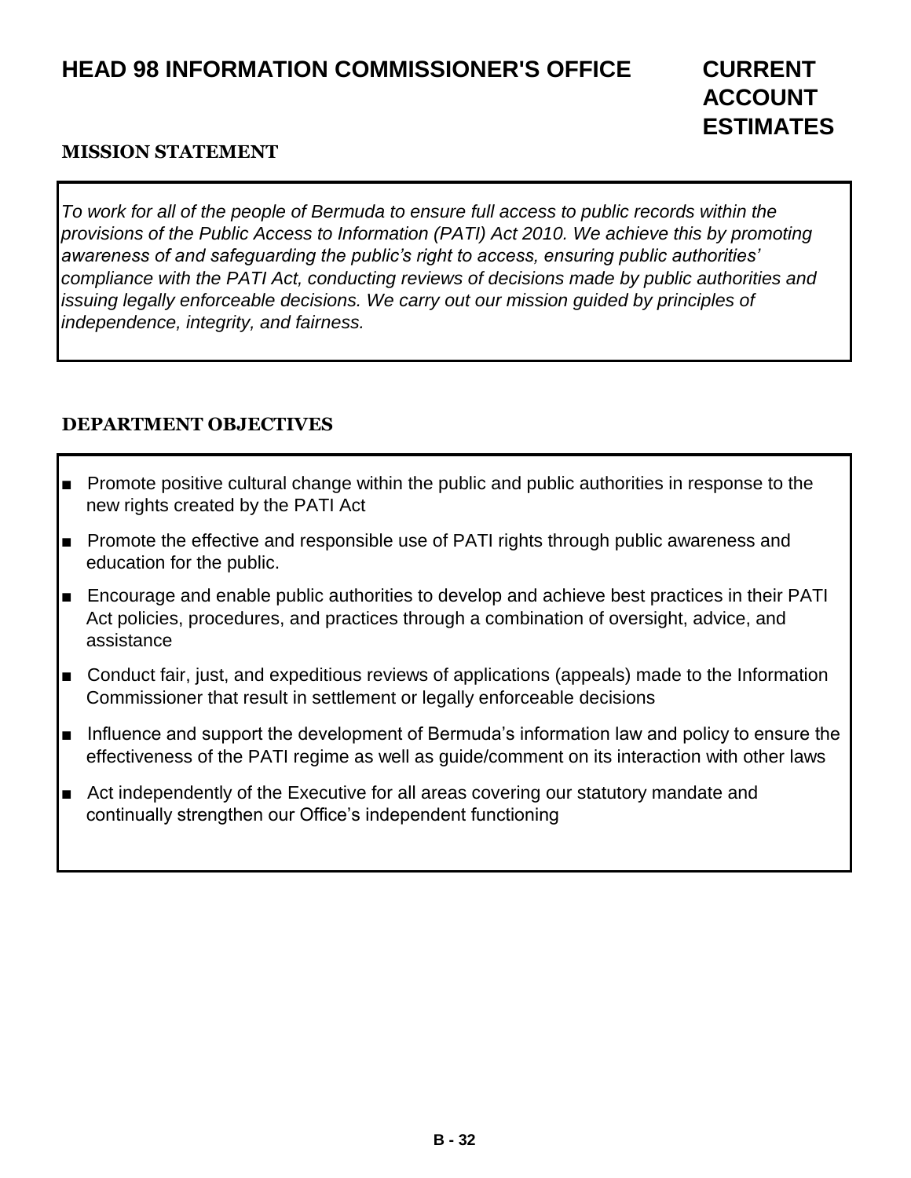# HEAD 98 INFORMATION COMMISSIONER'S OFFICE

# CURRENT ACCOUNT ESTIMATES

## MISSION STATEMENT

*To work for all of the people of Bermuda to ensure full access to public records within the provisions of the Public Access to Information (PATI) Act 2010. We achieve this by promoting awareness of and safeguarding the public's right to access, ensuring public authorities' compliance with the PATI Act, conducting reviews of decisions made by public authorities and issuing legally enforceable decisions. We carry out our mission guided by principles of independence, integrity, and fairness.*

## DEPARTMENT OBJECTIVES

- Promote positive cultural change within the public and public authorities in response to the new rights created by the PATI Act
- Promote the effective and responsible use of PATI rights through public awareness and education for the public.
- Encourage and enable public authorities to develop and achieve best practices in their PATI Act policies, procedures, and practices through a combination of oversight, advice, and assistance
- Conduct fair, just, and expeditious reviews of applications (appeals) made to the Information Commissioner that result in settlement or legally enforceable decisions
- Influence and support the development of Bermuda's information law and policy to ensure the effectiveness of the PATI regime as well as guide/comment on its interaction with other laws
- Act independently of the Executive for all areas covering our statutory mandate and continually strengthen our Office's independent functioning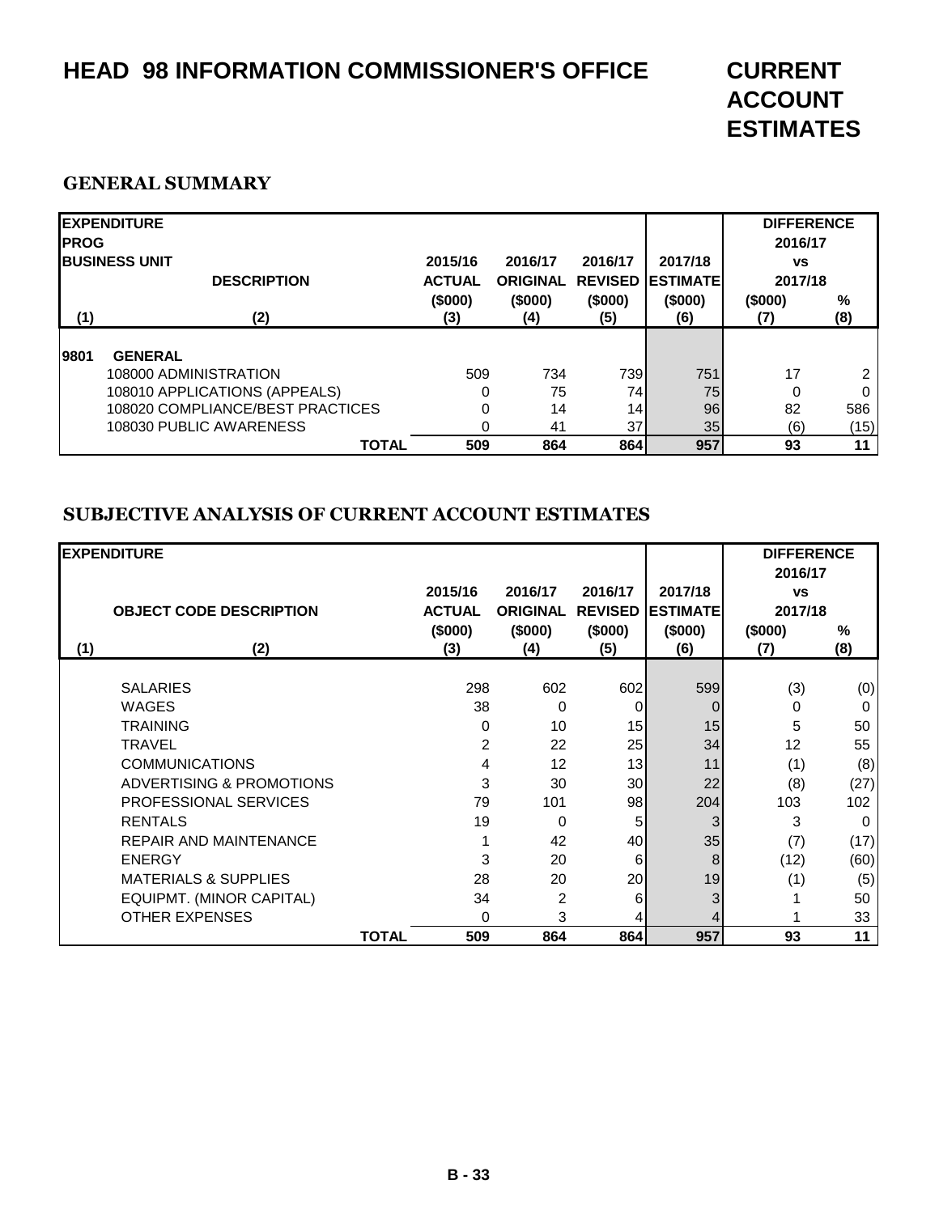# HEAD 98 INFORMATION COMMISSIONER'S OFFICE

# CURRENT ACCOUNT ESTIMATES

## GENERAL SUMMARY

| EXPENDITURE PROG BUSINESS UNIT | DESCRIPTION | 2015/16 ACTUAL ($000) | 2016/17 ORIGINAL ($000) | 2016/17 REVISED ($000) | 2017/18 ESTIMATE ($000) | DIFFERENCE 2016/17 vs 2017/18 ($000) | % |
|---|---|---|---|---|---|---|---|
| (1) | (2) | (3) | (4) | (5) | (6) | (7) | (8) |
| 9801 | GENERAL | | | | | | |
| | 108000 ADMINISTRATION | 509 | 734 | 739 | 751 | 17 | 2 |
| | 108010 APPLICATIONS (APPEALS) | 0 | 75 | 74 | 75 | 0 | 0 |
| | 108020 COMPLIANCE/BEST PRACTICES | 0 | 14 | 14 | 96 | 82 | 586 |
| | 108030 PUBLIC AWARENESS | 0 | 41 | 37 | 35 | (6) | (15) |
| | **TOTAL** | **509** | **864** | **864** | **957** | **93** | **11** |

## SUBJECTIVE ANALYSIS OF CURRENT ACCOUNT ESTIMATES

| EXPENDITURE | OBJECT CODE DESCRIPTION | 2015/16 ACTUAL ($000) | 2016/17 ORIGINAL ($000) | 2016/17 REVISED ($000) | 2017/18 ESTIMATE ($000) | DIFFERENCE 2016/17 vs 2017/18 ($000) | % |
|---|---|---|---|---|---|---|---|
| (1) | (2) | (3) | (4) | (5) | (6) | (7) | (8) |
| | SALARIES | 298 | 602 | 602 | 599 | (3) | (0) |
| | WAGES | 38 | 0 | 0 | 0 | 0 | 0 |
| | TRAINING | 0 | 10 | 15 | 15 | 5 | 50 |
| | TRAVEL | 2 | 22 | 25 | 34 | 12 | 55 |
| | COMMUNICATIONS | 4 | 12 | 13 | 11 | (1) | (8) |
| | ADVERTISING & PROMOTIONS | 3 | 30 | 30 | 22 | (8) | (27) |
| | PROFESSIONAL SERVICES | 79 | 101 | 98 | 204 | 103 | 102 |
| | RENTALS | 19 | 0 | 5 | 3 | 3 | 0 |
| | REPAIR AND MAINTENANCE | 1 | 42 | 40 | 35 | (7) | (17) |
| | ENERGY | 3 | 20 | 6 | 8 | (12) | (60) |
| | MATERIALS & SUPPLIES | 28 | 20 | 20 | 19 | (1) | (5) |
| | EQUIPMT. (MINOR CAPITAL) | 34 | 2 | 6 | 3 | 1 | 50 |
| | OTHER EXPENSES | 0 | 3 | 4 | 4 | 1 | 33 |
| | **TOTAL** | **509** | **864** | **864** | **957** | **93** | **11** |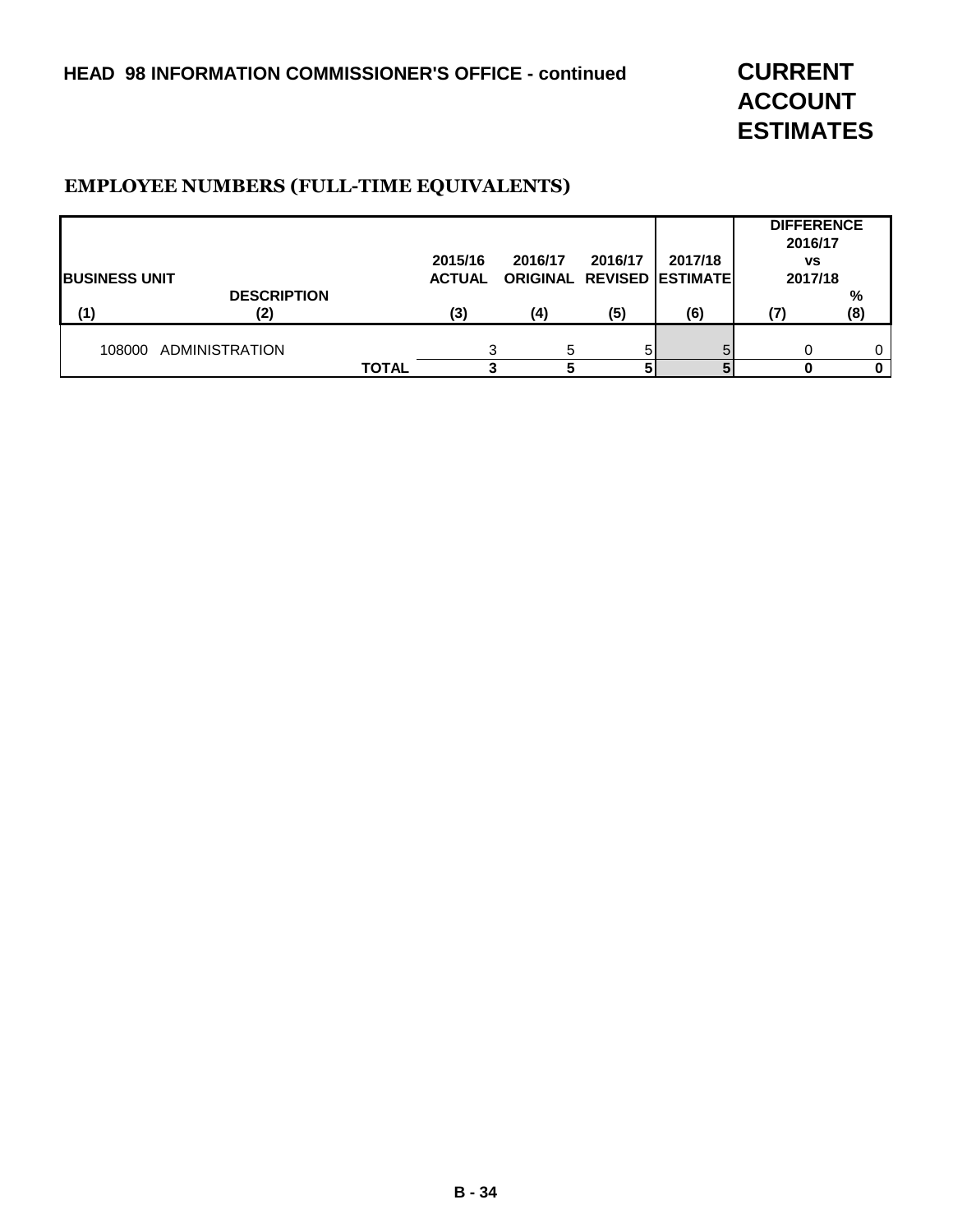# HEAD 98 INFORMATION COMMISSIONER'S OFFICE - continued

# CURRENT ACCOUNT ESTIMATES

## EMPLOYEE NUMBERS (FULL-TIME EQUIVALENTS)

| BUSINESS UNIT | DESCRIPTION | 2015/16 ACTUAL | 2016/17 ORIGINAL | 2016/17 REVISED | 2017/18 ESTIMATE | DIFFERENCE 2016/17 vs 2017/18 | % |
|---|---|---|---|---|---|---|---|
| (1) | (2) | (3) | (4) | (5) | (6) | (7) | (8) |
| 108000 | ADMINISTRATION | 3 | 5 | 5 | 5 | 0 | 0 |
| | **TOTAL** | **3** | **5** | **5** | **5** | **0** | **0** |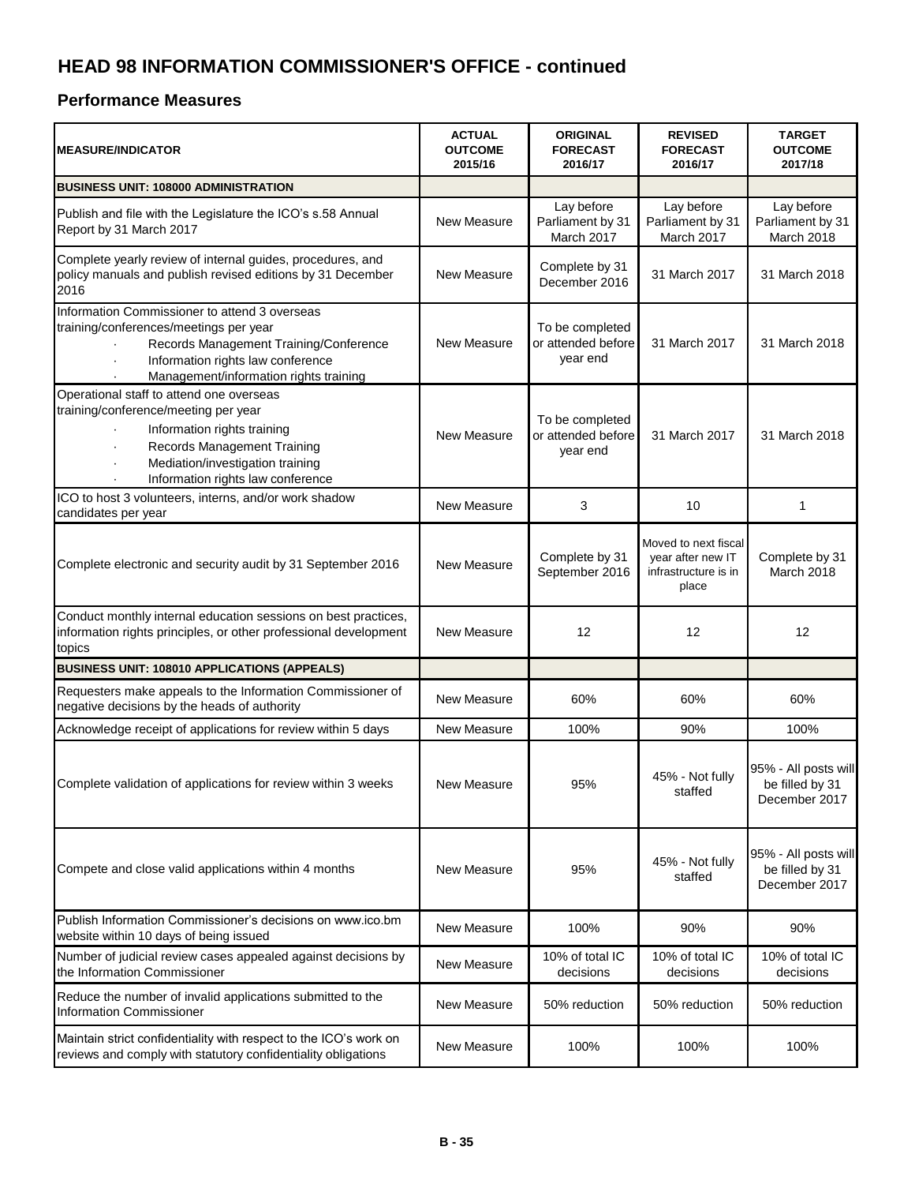# HEAD 98 INFORMATION COMMISSIONER'S OFFICE - continued

## Performance Measures

| MEASURE/INDICATOR | ACTUAL OUTCOME 2015/16 | ORIGINAL FORECAST 2016/17 | REVISED FORECAST 2016/17 | TARGET OUTCOME 2017/18 |
|---|---|---|---|---|
| **BUSINESS UNIT: 108000 ADMINISTRATION** | | | | |
| Publish and file with the Legislature the ICO's s.58 Annual Report by 31 March 2017 | New Measure | Lay before Parliament by 31 March 2017 | Lay before Parliament by 31 March 2017 | Lay before Parliament by 31 March 2018 |
| Complete yearly review of internal guides, procedures, and policy manuals and publish revised editions by 31 December 2016 | New Measure | Complete by 31 December 2016 | 31 March 2017 | 31 March 2018 |
| Information Commissioner to attend 3 overseas training/conferences/meetings per year · Records Management Training/Conference · Information rights law conference · Management/information rights training | New Measure | To be completed or attended before year end | 31 March 2017 | 31 March 2018 |
| Operational staff to attend one overseas training/conference/meeting per year · Information rights training · Records Management Training · Mediation/investigation training · Information rights law conference | New Measure | To be completed or attended before year end | 31 March 2017 | 31 March 2018 |
| ICO to host 3 volunteers, interns, and/or work shadow candidates per year | New Measure | 3 | 10 | 1 |
| Complete electronic and security audit by 31 September 2016 | New Measure | Complete by 31 September 2016 | Moved to next fiscal year after new IT infrastructure is in place | Complete by 31 March 2018 |
| Conduct monthly internal education sessions on best practices, information rights principles, or other professional development topics | New Measure | 12 | 12 | 12 |
| **BUSINESS UNIT: 108010 APPLICATIONS (APPEALS)** | | | | |
| Requesters make appeals to the Information Commissioner of negative decisions by the heads of authority | New Measure | 60% | 60% | 60% |
| Acknowledge receipt of applications for review within 5 days | New Measure | 100% | 90% | 100% |
| Complete validation of applications for review within 3 weeks | New Measure | 95% | 45% - Not fully staffed | 95% - All posts will be filled by 31 December 2017 |
| Compete and close valid applications within 4 months | New Measure | 95% | 45% - Not fully staffed | 95% - All posts will be filled by 31 December 2017 |
| Publish Information Commissioner's decisions on www.ico.bm website within 10 days of being issued | New Measure | 100% | 90% | 90% |
| Number of judicial review cases appealed against decisions by the Information Commissioner | New Measure | 10% of total IC decisions | 10% of total IC decisions | 10% of total IC decisions |
| Reduce the number of invalid applications submitted to the Information Commissioner | New Measure | 50% reduction | 50% reduction | 50% reduction |
| Maintain strict confidentiality with respect to the ICO's work on reviews and comply with statutory confidentiality obligations | New Measure | 100% | 100% | 100% |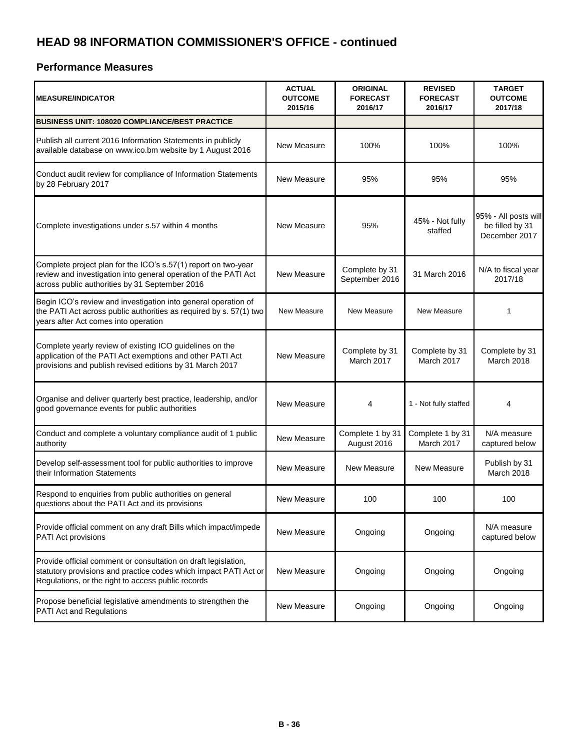## HEAD 98 INFORMATION COMMISSIONER'S OFFICE - continued

### Performance Measures

| MEASURE/INDICATOR | ACTUAL OUTCOME 2015/16 | ORIGINAL FORECAST 2016/17 | REVISED FORECAST 2016/17 | TARGET OUTCOME 2017/18 |
|---|---|---|---|---|
| **BUSINESS UNIT: 108020 COMPLIANCE/BEST PRACTICE** | | | | |
| Publish all current 2016 Information Statements in publicly available database on www.ico.bm website by 1 August 2016 | New Measure | 100% | 100% | 100% |
| Conduct audit review for compliance of Information Statements by 28 February 2017 | New Measure | 95% | 95% | 95% |
| Complete investigations under s.57 within 4 months | New Measure | 95% | 45% - Not fully staffed | 95% - All posts will be filled by 31 December 2017 |
| Complete project plan for the ICO's s.57(1) report on two-year review and investigation into general operation of the PATI Act across public authorities by 31 September 2016 | New Measure | Complete by 31 September 2016 | 31 March 2016 | N/A to fiscal year 2017/18 |
| Begin ICO's review and investigation into general operation of the PATI Act across public authorities as required by s. 57(1) two years after Act comes into operation | New Measure | New Measure | New Measure | 1 |
| Complete yearly review of existing ICO guidelines on the application of the PATI Act exemptions and other PATI Act provisions and publish revised editions by 31 March 2017 | New Measure | Complete by 31 March 2017 | Complete by 31 March 2017 | Complete by 31 March 2018 |
| Organise and deliver quarterly best practice, leadership, and/or good governance events for public authorities | New Measure | 4 | 1 - Not fully staffed | 4 |
| Conduct and complete a voluntary compliance audit of 1 public authority | New Measure | Complete 1 by 31 August 2016 | Complete 1 by 31 March 2017 | N/A measure captured below |
| Develop self-assessment tool for public authorities to improve their Information Statements | New Measure | New Measure | New Measure | Publish by 31 March 2018 |
| Respond to enquiries from public authorities on general questions about the PATI Act and its provisions | New Measure | 100 | 100 | 100 |
| Provide official comment on any draft Bills which impact/impede PATI Act provisions | New Measure | Ongoing | Ongoing | N/A measure captured below |
| Provide official comment or consultation on draft legislation, statutory provisions and practice codes which impact PATI Act or Regulations, or the right to access public records | New Measure | Ongoing | Ongoing | Ongoing |
| Propose beneficial legislative amendments to strengthen the PATI Act and Regulations | New Measure | Ongoing | Ongoing | Ongoing |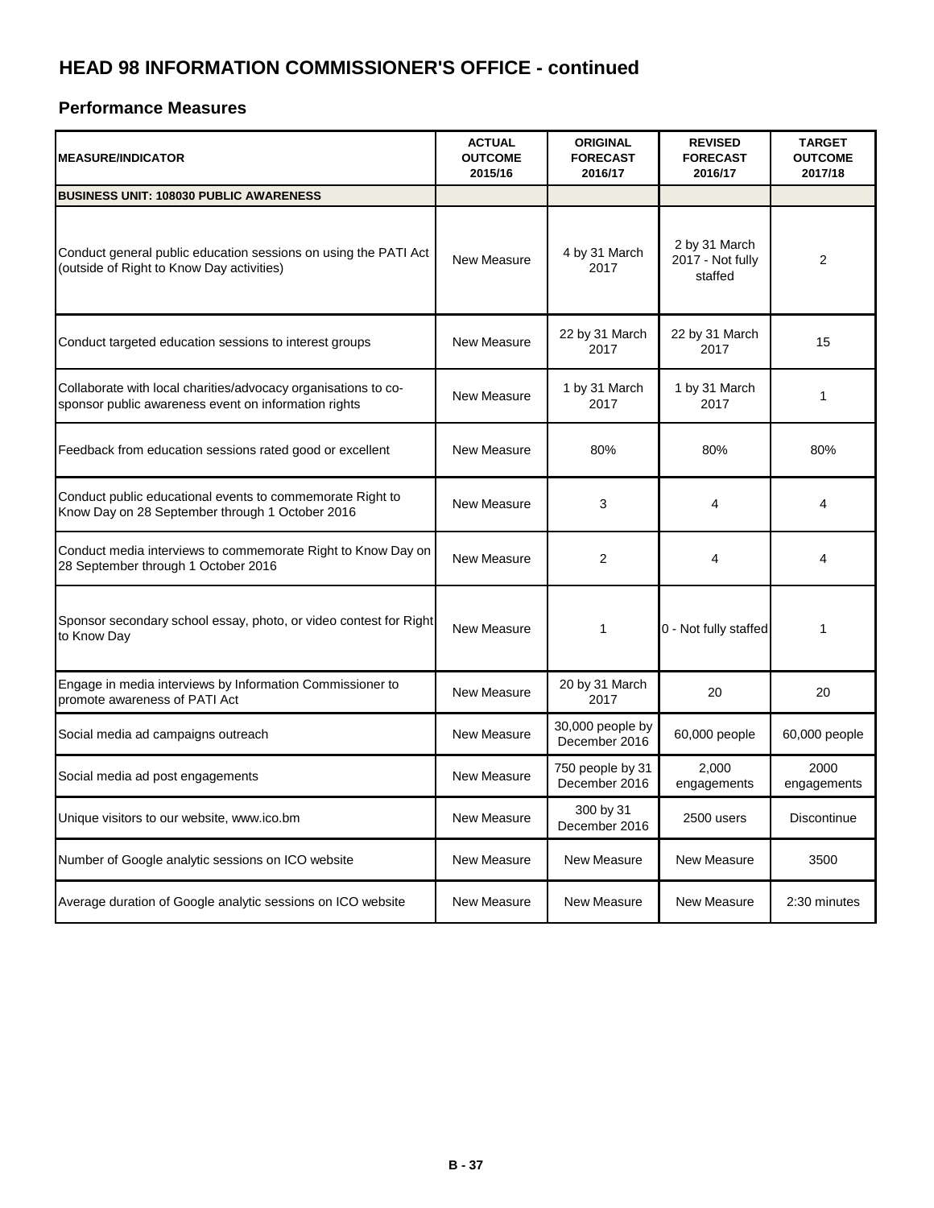# HEAD 98 INFORMATION COMMISSIONER'S OFFICE - continued

## Performance Measures

| MEASURE/INDICATOR | ACTUAL OUTCOME 2015/16 | ORIGINAL FORECAST 2016/17 | REVISED FORECAST 2016/17 | TARGET OUTCOME 2017/18 |
|---|---|---|---|---|
| **BUSINESS UNIT: 108030 PUBLIC AWARENESS** | | | | |
| Conduct general public education sessions on using the PATI Act (outside of Right to Know Day activities) | New Measure | 4 by 31 March 2017 | 2 by 31 March 2017 - Not fully staffed | 2 |
| Conduct targeted education sessions to interest groups | New Measure | 22 by 31 March 2017 | 22 by 31 March 2017 | 15 |
| Collaborate with local charities/advocacy organisations to co-sponsor public awareness event on information rights | New Measure | 1 by 31 March 2017 | 1 by 31 March 2017 | 1 |
| Feedback from education sessions rated good or excellent | New Measure | 80% | 80% | 80% |
| Conduct public educational events to commemorate Right to Know Day on 28 September through 1 October 2016 | New Measure | 3 | 4 | 4 |
| Conduct media interviews to commemorate Right to Know Day on 28 September through 1 October 2016 | New Measure | 2 | 4 | 4 |
| Sponsor secondary school essay, photo, or video contest for Right to Know Day | New Measure | 1 | 0 - Not fully staffed | 1 |
| Engage in media interviews by Information Commissioner to promote awareness of PATI Act | New Measure | 20 by 31 March 2017 | 20 | 20 |
| Social media ad campaigns outreach | New Measure | 30,000 people by December 2016 | 60,000 people | 60,000 people |
| Social media ad post engagements | New Measure | 750 people by 31 December 2016 | 2,000 engagements | 2000 engagements |
| Unique visitors to our website, www.ico.bm | New Measure | 300 by 31 December 2016 | 2500 users | Discontinue |
| Number of Google analytic sessions on ICO website | New Measure | New Measure | New Measure | 3500 |
| Average duration of Google analytic sessions on ICO website | New Measure | New Measure | New Measure | 2:30 minutes |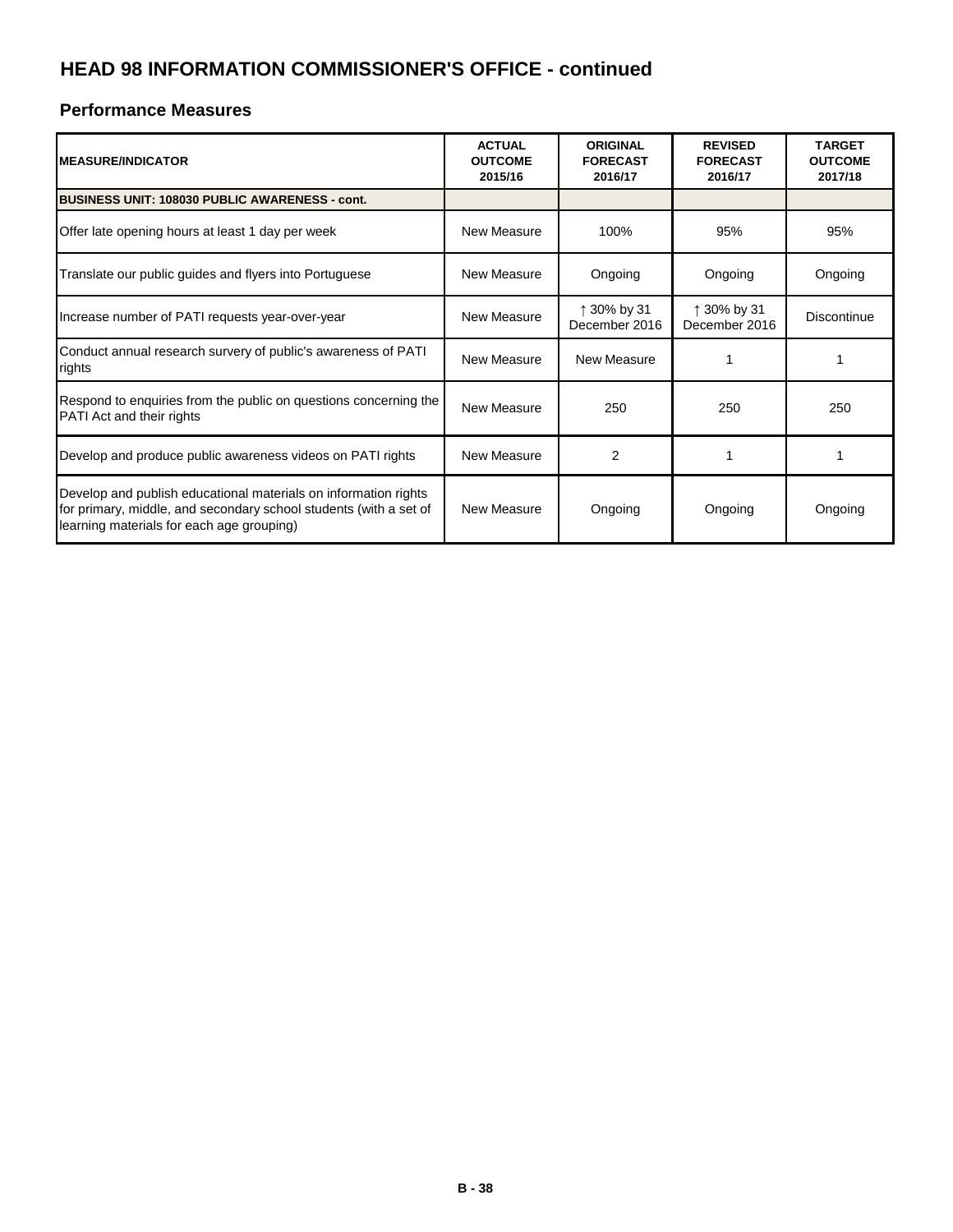## HEAD 98 INFORMATION COMMISSIONER'S OFFICE - continued

### Performance Measures

| MEASURE/INDICATOR | ACTUAL OUTCOME 2015/16 | ORIGINAL FORECAST 2016/17 | REVISED FORECAST 2016/17 | TARGET OUTCOME 2017/18 |
|---|---|---|---|---|
| **BUSINESS UNIT: 108030 PUBLIC AWARENESS - cont.** | | | | |
| Offer late opening hours at least 1 day per week | New Measure | 100% | 95% | 95% |
| Translate our public guides and flyers into Portuguese | New Measure | Ongoing | Ongoing | Ongoing |
| Increase number of PATI requests year-over-year | New Measure | ↑ 30% by 31 December 2016 | ↑ 30% by 31 December 2016 | Discontinue |
| Conduct annual research survery of public's awareness of PATI rights | New Measure | New Measure | 1 | 1 |
| Respond to enquiries from the public on questions concerning the PATI Act and their rights | New Measure | 250 | 250 | 250 |
| Develop and produce public awareness videos on PATI rights | New Measure | 2 | 1 | 1 |
| Develop and publish educational materials on information rights for primary, middle, and secondary school students (with a set of learning materials for each age grouping) | New Measure | Ongoing | Ongoing | Ongoing |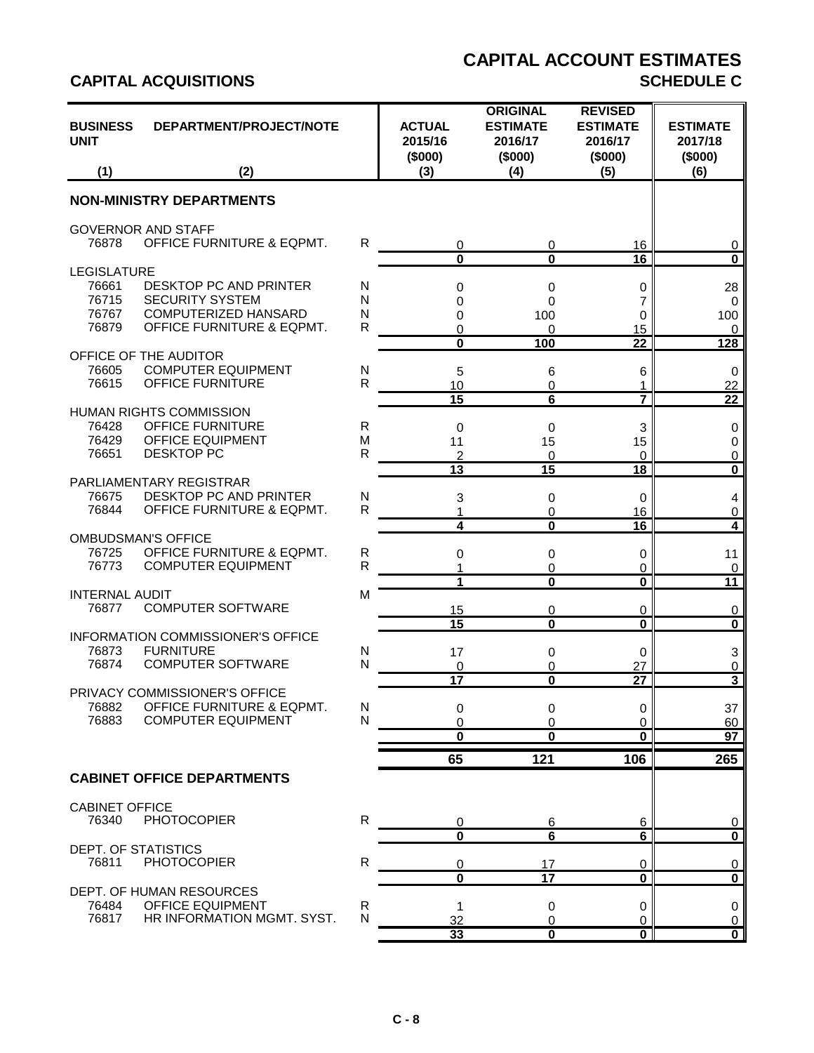# CAPITAL ACCOUNT ESTIMATES

## CAPITAL ACQUISITIONS

## SCHEDULE C

| BUSINESS UNIT | DEPARTMENT/PROJECT/NOTE | | ACTUAL 2015/16 ($000) | ORIGINAL ESTIMATE 2016/17 ($000) | REVISED ESTIMATE 2016/17 ($000) | ESTIMATE 2017/18 ($000) |
|---|---|---|---|---|---|---|
| (1) | (2) | | (3) | (4) | (5) | (6) |
| **NON-MINISTRY DEPARTMENTS** | | | | | | |
| GOVERNOR AND STAFF | | | | | | |
| 76878 | OFFICE FURNITURE & EQPMT. | R | 0 | 0 | 16 | 0 |
| | | | **0** | **0** | **16** | **0** |
| LEGISLATURE | | | | | | |
| 76661 | DESKTOP PC AND PRINTER | N | 0 | 0 | 0 | 28 |
| 76715 | SECURITY SYSTEM | N | 0 | 0 | 7 | 0 |
| 76767 | COMPUTERIZED HANSARD | N | 0 | 100 | 0 | 100 |
| 76879 | OFFICE FURNITURE & EQPMT. | R | 0 | 0 | 15 | 0 |
| | | | **0** | **100** | **22** | **128** |
| OFFICE OF THE AUDITOR | | | | | | |
| 76605 | COMPUTER EQUIPMENT | N | 5 | 6 | 6 | 0 |
| 76615 | OFFICE FURNITURE | R | 10 | 0 | 1 | 22 |
| | | | **15** | **6** | **7** | **22** |
| HUMAN RIGHTS COMMISSION | | | | | | |
| 76428 | OFFICE FURNITURE | R | 0 | 0 | 3 | 0 |
| 76429 | OFFICE EQUIPMENT | M | 11 | 15 | 15 | 0 |
| 76651 | DESKTOP PC | R | 2 | 0 | 0 | 0 |
| | | | **13** | **15** | **18** | **0** |
| PARLIAMENTARY REGISTRAR | | | | | | |
| 76675 | DESKTOP PC AND PRINTER | N | 3 | 0 | 0 | 4 |
| 76844 | OFFICE FURNITURE & EQPMT. | R | 1 | 0 | 16 | 0 |
| | | | **4** | **0** | **16** | **4** |
| OMBUDSMAN'S OFFICE | | | | | | |
| 76725 | OFFICE FURNITURE & EQPMT. | R | 0 | 0 | 0 | 11 |
| 76773 | COMPUTER EQUIPMENT | R | 1 | 0 | 0 | 0 |
| | | | **1** | **0** | **0** | **11** |
| INTERNAL AUDIT | | M | | | | |
| 76877 | COMPUTER SOFTWARE | | 15 | 0 | 0 | 0 |
| | | | **15** | **0** | **0** | **0** |
| INFORMATION COMMISSIONER'S OFFICE | | | | | | |
| 76873 | FURNITURE | N | 17 | 0 | 0 | 3 |
| 76874 | COMPUTER SOFTWARE | N | 0 | 0 | 27 | 0 |
| | | | **17** | **0** | **27** | **3** |
| PRIVACY COMMISSIONER'S OFFICE | | | | | | |
| 76882 | OFFICE FURNITURE & EQPMT. | N | 0 | 0 | 0 | 37 |
| 76883 | COMPUTER EQUIPMENT | N | 0 | 0 | 0 | 60 |
| | | | **0** | **0** | **0** | **97** |
| | | | **65** | **121** | **106** | **265** |
| **CABINET OFFICE DEPARTMENTS** | | | | | | |
| CABINET OFFICE | | | | | | |
| 76340 | PHOTOCOPIER | R | 0 | 6 | 6 | 0 |
| | | | **0** | **6** | **6** | **0** |
| DEPT. OF STATISTICS | | | | | | |
| 76811 | PHOTOCOPIER | R | 0 | 17 | 0 | 0 |
| | | | **0** | **17** | **0** | **0** |
| DEPT. OF HUMAN RESOURCES | | | | | | |
| 76484 | OFFICE EQUIPMENT | R | 1 | 0 | 0 | 0 |
| 76817 | HR INFORMATION MGMT. SYST. | N | 32 | 0 | 0 | 0 |
| | | | **33** | **0** | **0** | **0** |